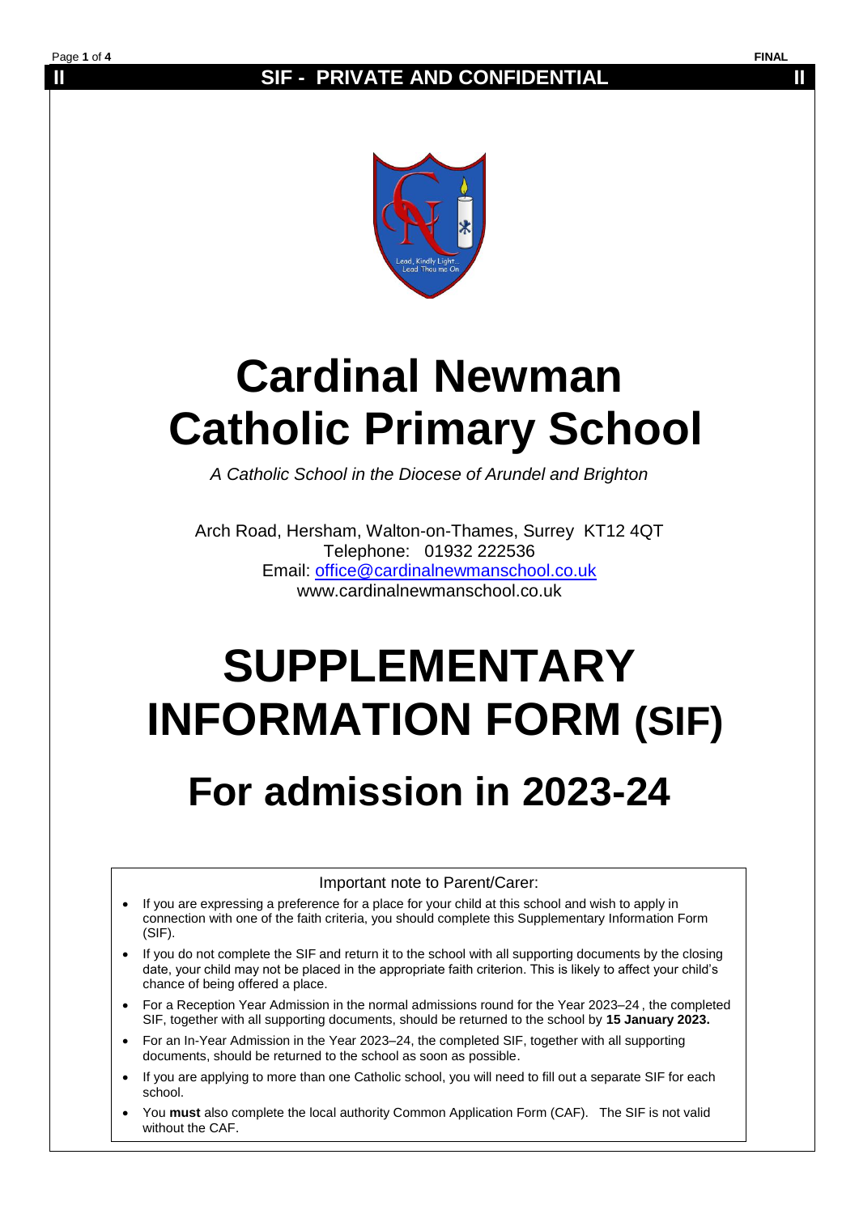**SIF - PRIVATE AND CONFIDENTIAL**

# Cardinal Newman Catholic Primary School

*A Catholic School in the Diocese of Arundel and Brighton*

Arch Road, Hersham, Walton-on-Thames, Surrey KT12 4QT
Telephone: 01932 222536
Email: office@cardinalnewmanschool.co.uk
www.cardinalnewmanschool.co.uk

# SUPPLEMENTARY INFORMATION FORM (SIF)

# For admission in 2023-24

Important note to Parent/Carer:

- If you are expressing a preference for a place for your child at this school and wish to apply in connection with one of the faith criteria, you should complete this Supplementary Information Form (SIF).
- If you do not complete the SIF and return it to the school with all supporting documents by the closing date, your child may not be placed in the appropriate faith criterion. This is likely to affect your child's chance of being offered a place.
- For a Reception Year Admission in the normal admissions round for the Year 2023–24 , the completed SIF, together with all supporting documents, should be returned to the school by **15 January 2023.**
- For an In-Year Admission in the Year 2023–24, the completed SIF, together with all supporting documents, should be returned to the school as soon as possible.
- If you are applying to more than one Catholic school, you will need to fill out a separate SIF for each school.
- You **must** also complete the local authority Common Application Form (CAF). The SIF is not valid without the CAF.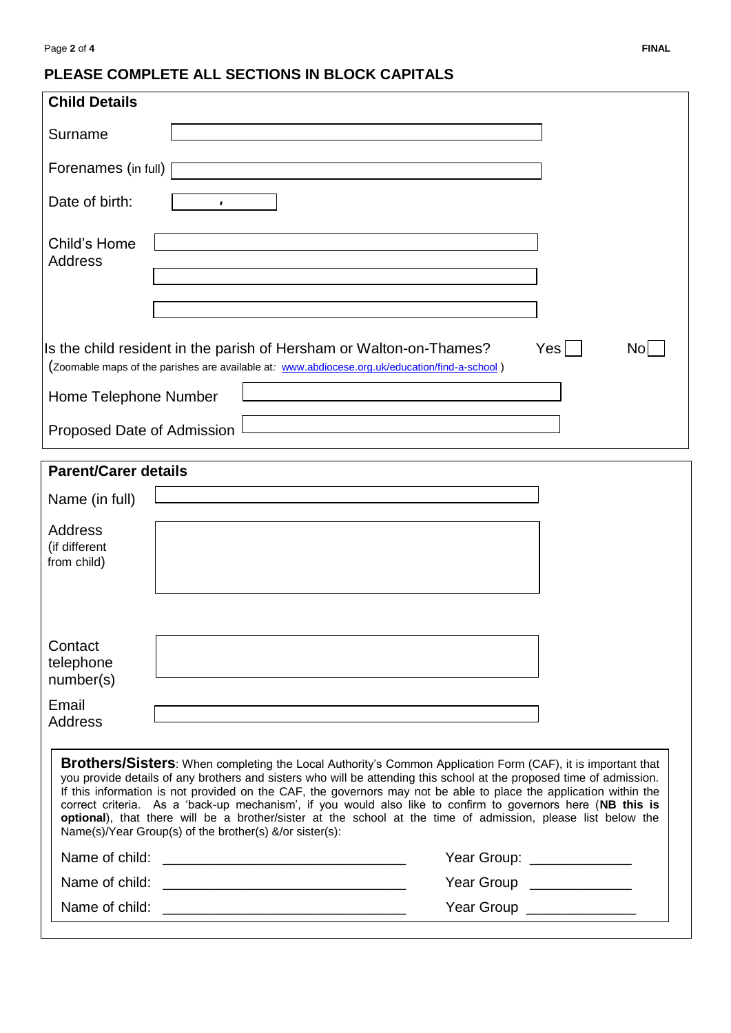## PLEASE COMPLETE ALL SECTIONS IN BLOCK CAPITALS

### Child Details

Surname ______________________________

Forenames (in full) ______________________________

Date of birth: ______________________________

Child's Home Address ______________________________

______________________________

______________________________

Is the child resident in the parish of Hersham or Walton-on-Thames? Yes ☐ No ☐

(Zoomable maps of the parishes are available at: www.abdiocese.org.uk/education/find-a-school )

Home Telephone Number ______________________________

Proposed Date of Admission ______________________________

### Parent/Carer details

Name (in full) ______________________________

Address (if different from child) ______________________________

Contact telephone number(s) ______________________________

Email Address ______________________________

**Brothers/Sisters**: When completing the Local Authority's Common Application Form (CAF), it is important that you provide details of any brothers and sisters who will be attending this school at the proposed time of admission. If this information is not provided on the CAF, the governors may not be able to place the application within the correct criteria. As a 'back-up mechanism', if you would also like to confirm to governors here (**NB this is optional**), that there will be a brother/sister at the school at the time of admission, please list below the Name(s)/Year Group(s) of the brother(s) &/or sister(s):

Name of child: ______________________________ Year Group: ____________

Name of child: ______________________________ Year Group ____________

Name of child: ______________________________ Year Group ____________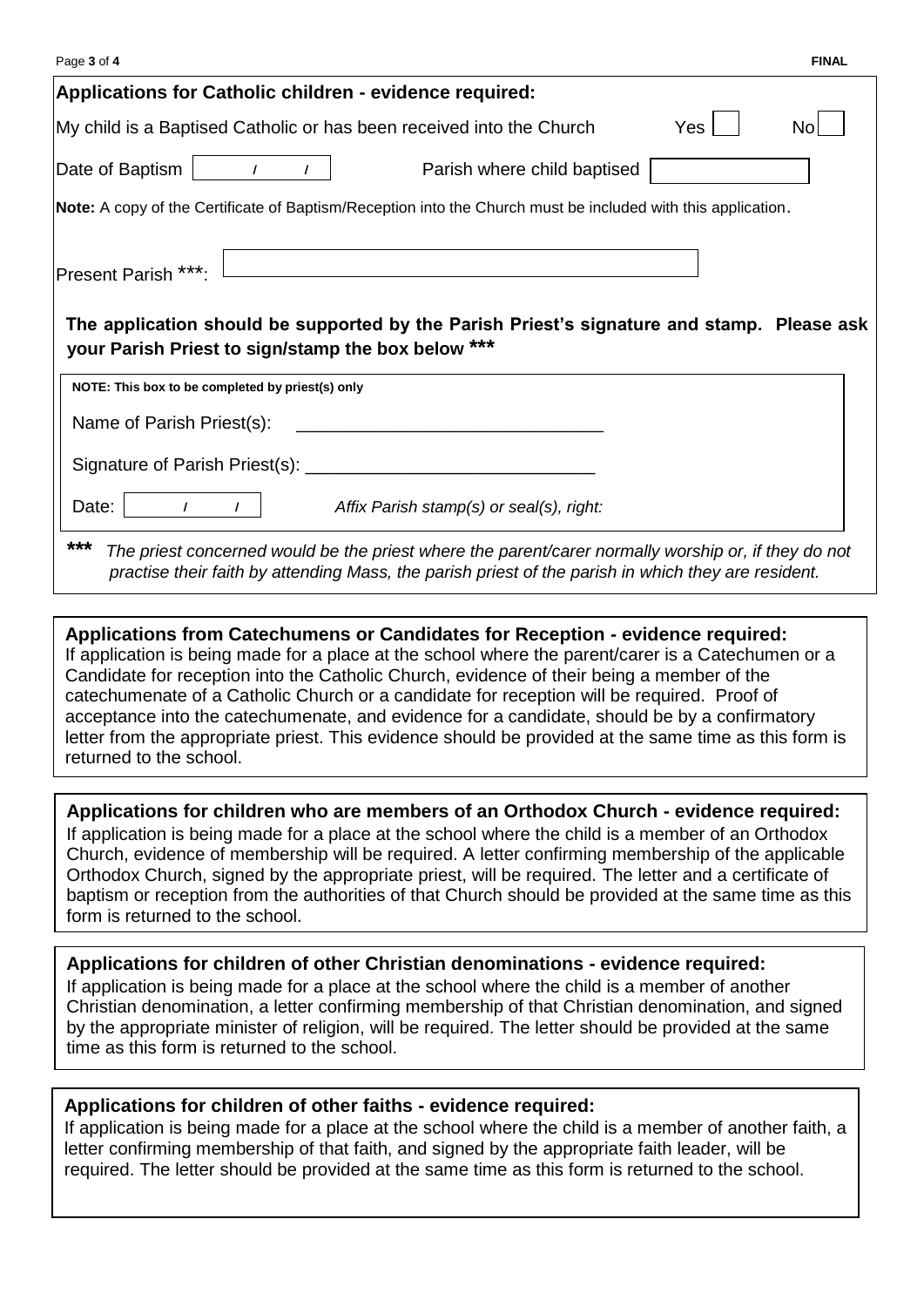## Applications for Catholic children - evidence required:

My child is a Baptised Catholic or has been received into the Church Yes ☐ No ☐

Date of Baptism ___ / ___ / ___ Parish where child baptised ____________

**Note:** A copy of the Certificate of Baptism/Reception into the Church must be included with this application.

Present Parish ***: ________________________________

**The application should be supported by the Parish Priest's signature and stamp. Please ask your Parish Priest to sign/stamp the box below *****

**NOTE: This box to be completed by priest(s) only**

Name of Parish Priest(s): ______________________________

Signature of Parish Priest(s): ______________________________

Date: ___ / ___ / ___ *Affix Parish stamp(s) or seal(s), right:*

*** *The priest concerned would be the priest where the parent/carer normally worship or, if they do not practise their faith by attending Mass, the parish priest of the parish in which they are resident.*

## Applications from Catechumens or Candidates for Reception - evidence required:

If application is being made for a place at the school where the parent/carer is a Catechumen or a Candidate for reception into the Catholic Church, evidence of their being a member of the catechumenate of a Catholic Church or a candidate for reception will be required. Proof of acceptance into the catechumenate, and evidence for a candidate, should be by a confirmatory letter from the appropriate priest. This evidence should be provided at the same time as this form is returned to the school.

## Applications for children who are members of an Orthodox Church - evidence required:

If application is being made for a place at the school where the child is a member of an Orthodox Church, evidence of membership will be required. A letter confirming membership of the applicable Orthodox Church, signed by the appropriate priest, will be required. The letter and a certificate of baptism or reception from the authorities of that Church should be provided at the same time as this form is returned to the school.

## Applications for children of other Christian denominations - evidence required:

If application is being made for a place at the school where the child is a member of another Christian denomination, a letter confirming membership of that Christian denomination, and signed by the appropriate minister of religion, will be required. The letter should be provided at the same time as this form is returned to the school.

## Applications for children of other faiths - evidence required:

If application is being made for a place at the school where the child is a member of another faith, a letter confirming membership of that faith, and signed by the appropriate faith leader, will be required. The letter should be provided at the same time as this form is returned to the school.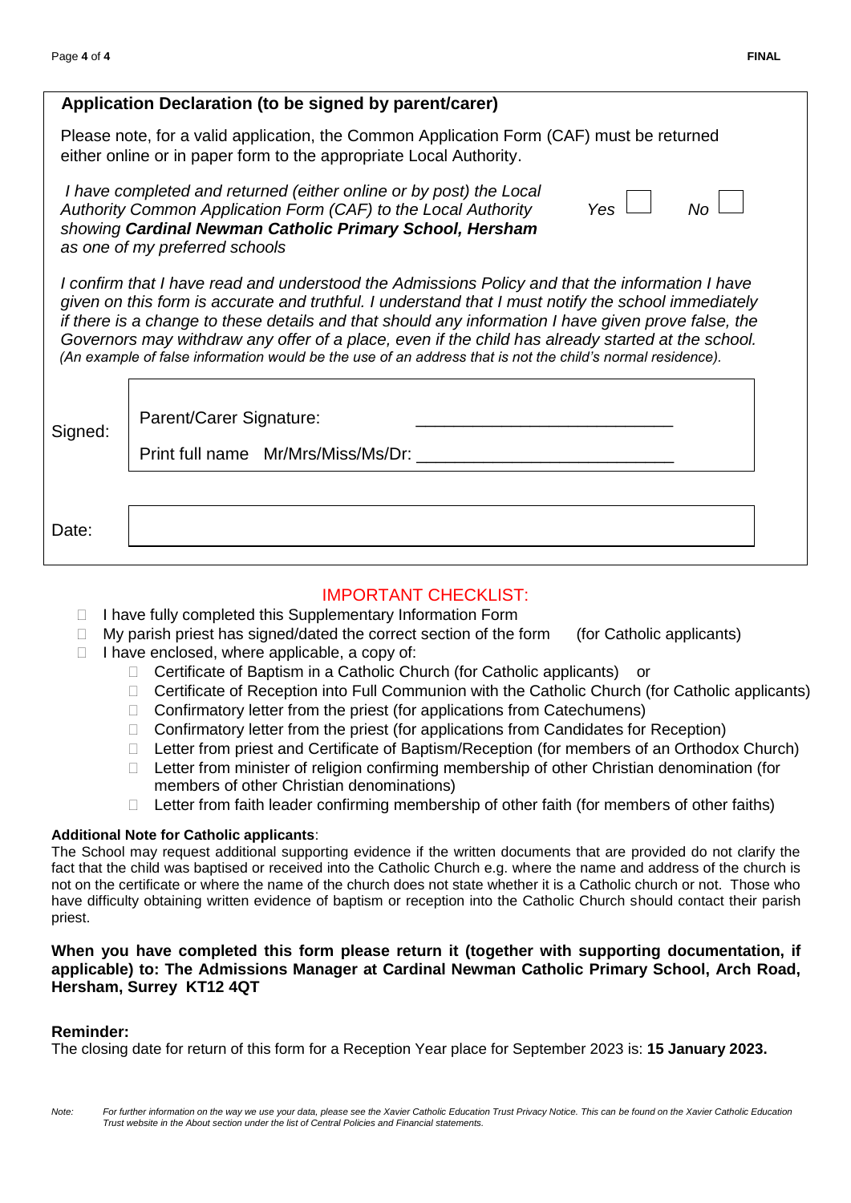## Application Declaration (to be signed by parent/carer)

Please note, for a valid application, the Common Application Form (CAF) must be returned either online or in paper form to the appropriate Local Authority.

*I have completed and returned (either online or by post) the Local Authority Common Application Form (CAF) to the Local Authority showing* ***Cardinal Newman Catholic Primary School, Hersham*** *as one of my preferred schools*

*Yes* ☐ *No* ☐

*I confirm that I have read and understood the Admissions Policy and that the information I have given on this form is accurate and truthful. I understand that I must notify the school immediately if there is a change to these details and that should any information I have given prove false, the Governors may withdraw any offer of a place, even if the child has already started at the school.*
*(An example of false information would be the use of an address that is not the child's normal residence).*

Signed:
Parent/Carer Signature: ____________________________
Print full name Mr/Mrs/Miss/Ms/Dr: ____________________________

Date:

## IMPORTANT CHECKLIST:

- ☐ I have fully completed this Supplementary Information Form
- ☐ My parish priest has signed/dated the correct section of the form (for Catholic applicants)
- ☐ I have enclosed, where applicable, a copy of:
  - ☐ Certificate of Baptism in a Catholic Church (for Catholic applicants) or
  - ☐ Certificate of Reception into Full Communion with the Catholic Church (for Catholic applicants)
  - ☐ Confirmatory letter from the priest (for applications from Catechumens)
  - ☐ Confirmatory letter from the priest (for applications from Candidates for Reception)
  - ☐ Letter from priest and Certificate of Baptism/Reception (for members of an Orthodox Church)
  - ☐ Letter from minister of religion confirming membership of other Christian denomination (for members of other Christian denominations)
  - ☐ Letter from faith leader confirming membership of other faith (for members of other faiths)

**Additional Note for Catholic applicants**:
The School may request additional supporting evidence if the written documents that are provided do not clarify the fact that the child was baptised or received into the Catholic Church e.g. where the name and address of the church is not on the certificate or where the name of the church does not state whether it is a Catholic church or not. Those who have difficulty obtaining written evidence of baptism or reception into the Catholic Church should contact their parish priest.

**When you have completed this form please return it (together with supporting documentation, if applicable) to: The Admissions Manager at Cardinal Newman Catholic Primary School, Arch Road, Hersham, Surrey KT12 4QT**

**Reminder:**
The closing date for return of this form for a Reception Year place for September 2023 is: **15 January 2023.**

*Note: For further information on the way we use your data, please see the Xavier Catholic Education Trust Privacy Notice. This can be found on the Xavier Catholic Education Trust website in the About section under the list of Central Policies and Financial statements.*